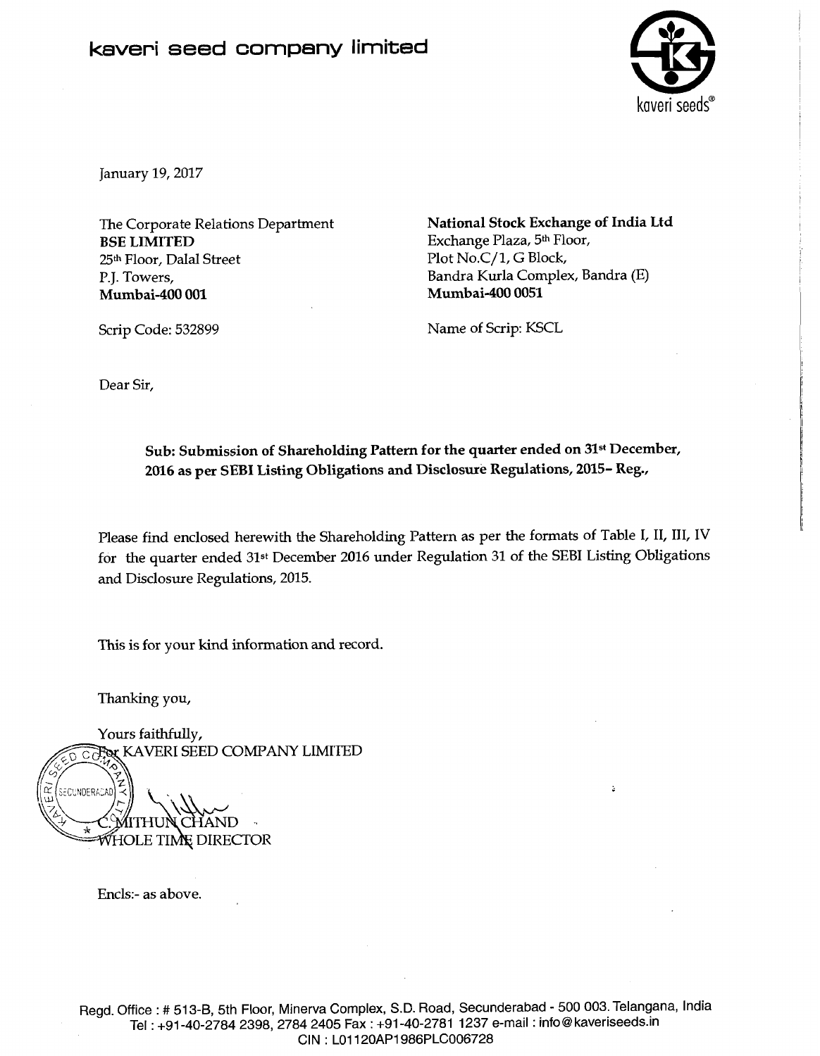# kaveri seed company limited

kaveri seeds®

January 19, 2017

The Corporate Relations Department
**BSE LIMITED**
25th Floor, Dalal Street
P.J. Towers,
**Mumbai-400 001**

Scrip Code: 532899

**National Stock Exchange of India Ltd**
Exchange Plaza, 5th Floor,
Plot No.C/1, G Block,
Bandra Kurla Complex, Bandra (E)
**Mumbai-400 0051**

Name of Scrip: KSCL

Dear Sir,

**Sub: Submission of Shareholding Pattern for the quarter ended on 31st December, 2016 as per SEBI Listing Obligations and Disclosure Regulations, 2015- Reg.,**

Please find enclosed herewith the Shareholding Pattern as per the formats of Table I, II, III, IV for the quarter ended 31st December 2016 under Regulation 31 of the SEBI Listing Obligations and Disclosure Regulations, 2015.

This is for your kind information and record.

Thanking you,

Yours faithfully,
For KAVERI SEED COMPANY LIMITED

C. MITHUN CHAND
WHOLE TIME DIRECTOR

Encls:- as above.

Regd. Office : # 513-B, 5th Floor, Minerva Complex, S.D. Road, Secunderabad - 500 003. Telangana, India
Tel : +91-40-2784 2398, 2784 2405 Fax : +91-40-2781 1237 e-mail : info@kaveriseeds.in
CIN : L01120AP1986PLC006728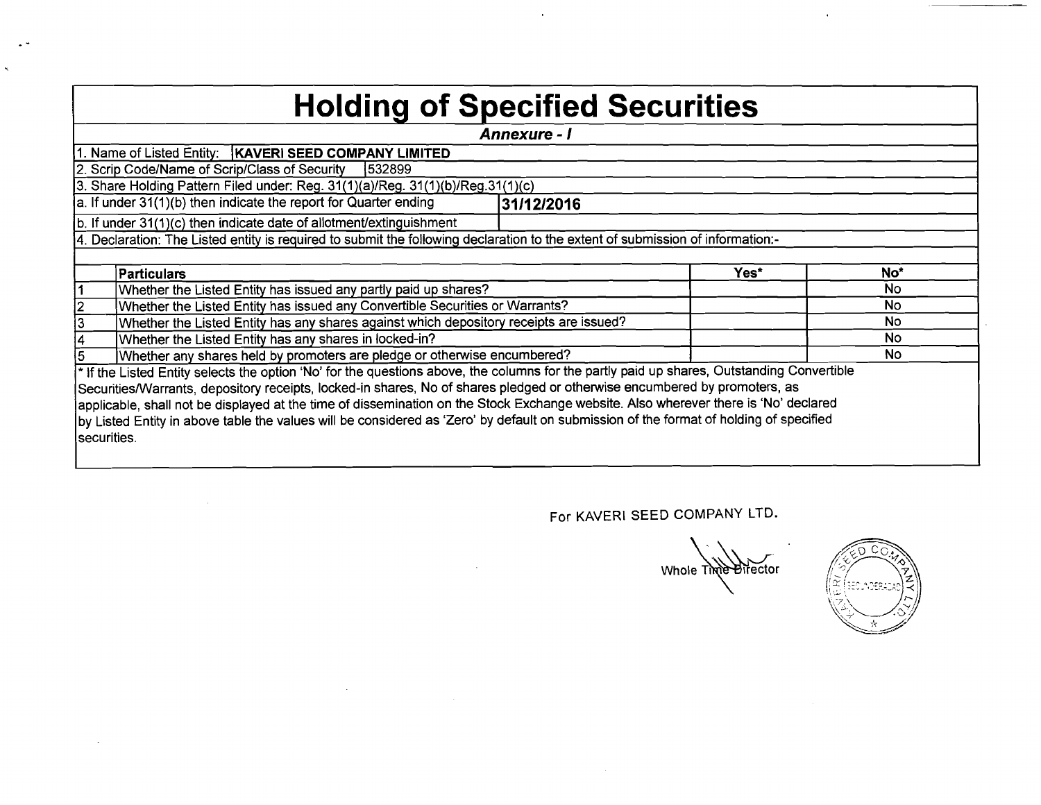# Holding of Specified Securities

***Annexure - I***

1. Name of Listed Entity: **KAVERI SEED COMPANY LIMITED**

2. Scrip Code/Name of Scrip/Class of Security 532899

3. Share Holding Pattern Filed under: Reg. 31(1)(a)/Reg. 31(1)(b)/Reg.31(1)(c)

a. If under 31(1)(b) then indicate the report for Quarter ending **31/12/2016**

b. If under 31(1)(c) then indicate date of allotment/extinguishment

4. Declaration: The Listed entity is required to submit the following declaration to the extent of submission of information:-

| | Particulars | Yes* | No* |
|---|---|---|---|
| 1 | Whether the Listed Entity has issued any partly paid up shares? | | No |
| 2 | Whether the Listed Entity has issued any Convertible Securities or Warrants? | | No |
| 3 | Whether the Listed Entity has any shares against which depository receipts are issued? | | No |
| 4 | Whether the Listed Entity has any shares in locked-in? | | No |
| 5 | Whether any shares held by promoters are pledge or otherwise encumbered? | | No |

* If the Listed Entity selects the option 'No' for the questions above, the columns for the partly paid up shares, Outstanding Convertible Securities/Warrants, depository receipts, locked-in shares, No of shares pledged or otherwise encumbered by promoters, as applicable, shall not be displayed at the time of dissemination on the Stock Exchange website. Also wherever there is 'No' declared by Listed Entity in above table the values will be considered as 'Zero' by default on submission of the format of holding of specified securities.

For KAVERI SEED COMPANY LTD.

Whole Time Director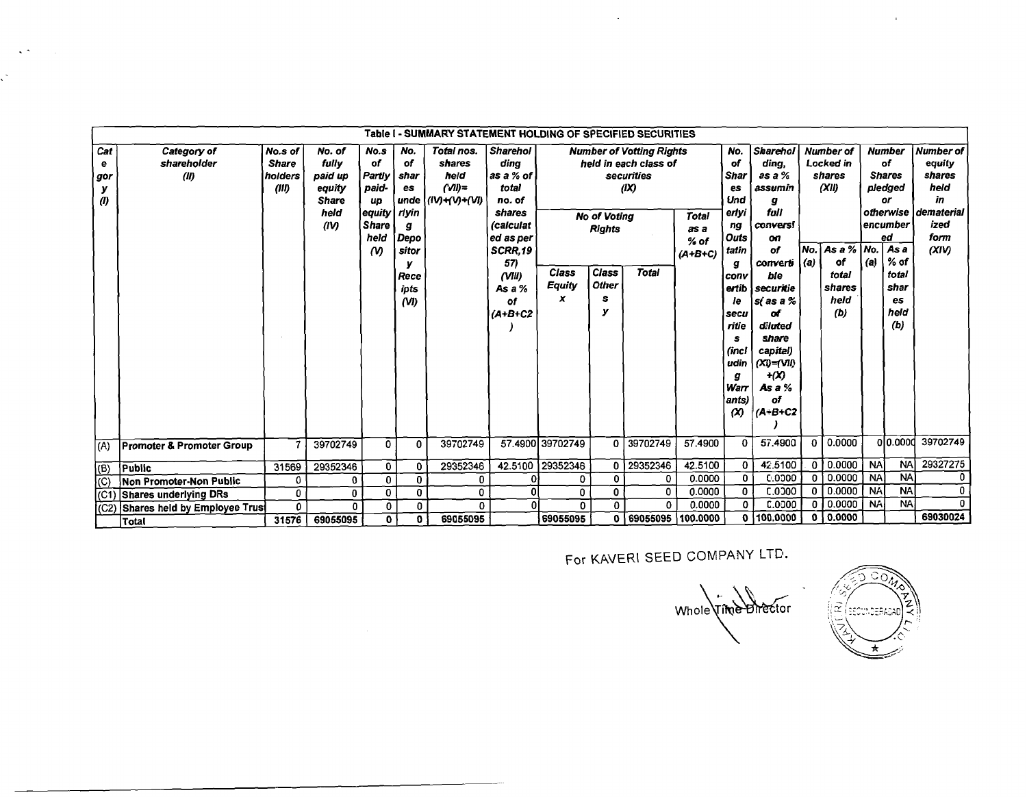## Table I - SUMMARY STATEMENT HOLDING OF SPECIFIED SECURITIES

| Category (I) | Category of shareholder (II) | No.s of Share holders (III) | No. of fully paid up equity Share held (IV) | No.s of Partly paid-up equity Share held (V) | No. of shares underlying Depository Receipts (VI) | Total nos. shares held (VII)= (IV)+(V)+(VI) | Shareholding as a % of total no. of shares (calculated as per SCRR,1957) (VIII) As a % of (A+B+C2) | Number of Votting Rights held in each class of securities (IX) | | | | No. of Shares Underlying Outstanting convertible securities (including Warrants) (X) | Shareholding, as a % assuming full conversion of convertible securities( as a % of diluted share capital) (XI)=(VII)+(X) As a % of (A+B+C2) | Number of Locked in shares (XII) | | Number of Shares pledged or otherwise encumbered | | Number of equity shares held in dematerialized form (XIV) |
|---|---|---|---|---|---|---|---|---|---|---|---|---|---|---|---|---|---|---|
| | | | | | | | | No of Voting Rights | | | Total as a % of (A+B+C) | | | No. (a) | As a % of total shares held (b) | No. (a) | As a % of total shares held (b) | |
| | | | | | | | | Class Equity x | Class Others y | Total | | | | | | | | |
| (A) | Promoter & Promoter Group | 7 | 39702749 | 0 | 0 | 39702749 | 57.4900 | 39702749 | 0 | 39702749 | 57.4900 | 0 | 57.4900 | 0 | 0.0000 | 0 | 0.0000 | 39702749 |
| (B) | Public | 31569 | 29352346 | 0 | 0 | 29352346 | 42.5100 | 29352346 | 0 | 29352346 | 42.5100 | 0 | 42.5100 | 0 | 0.0000 | NA | NA | 29327275 |
| (C) | Non Promoter-Non Public | 0 | 0 | 0 | 0 | 0 | 0 | 0 | 0 | 0 | 0.0000 | 0 | 0.0000 | 0 | 0.0000 | NA | NA | 0 |
| (C1) | Shares underlying DRs | 0 | 0 | 0 | 0 | 0 | 0 | 0 | 0 | 0 | 0.0000 | 0 | 0.0000 | 0 | 0.0000 | NA | NA | 0 |
| (C2) | Shares held by Employee Trust | 0 | 0 | 0 | 0 | 0 | 0 | 0 | 0 | 0 | 0.0000 | 0 | 0.0000 | 0 | 0.0000 | NA | NA | 0 |
| | Total | 31576 | 69055095 | 0 | 0 | 69055095 | | 69055095 | 0 | 69055095 | 100.0000 | 0 | 100.0000 | 0 | 0.0000 | | | 69030024 |

For KAVERI SEED COMPANY LTD.

Whole Time Director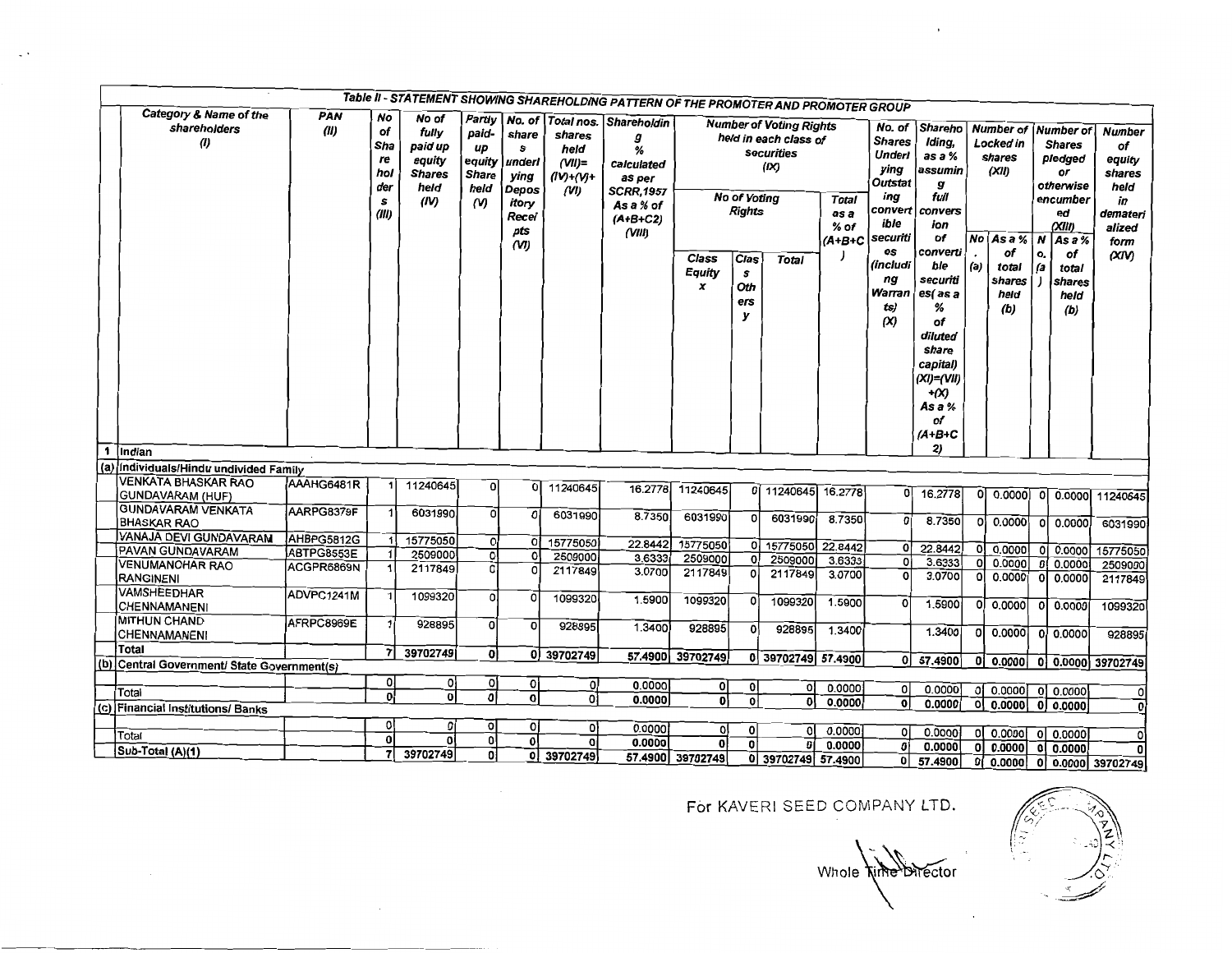## Table II - STATEMENT SHOWING SHAREHOLDING PATTERN OF THE PROMOTER AND PROMOTER GROUP

| | Category & Name of the shareholders (I) | PAN (II) | No of Shareholders (III) | No of fully paid up equity Shares held (IV) | Partly paid-up equity Share held (V) | No. of shares underlying Depository Receipts (VI) | Total nos. shares held (VII)= (IV)+(V)+ (VI) | Shareholding % calculated as per SCRR,1957 As a % of (A+B+C2) (VIII) | Number of Voting Rights held in each class of securities (IX) | | | | No. of Shares Underlying Outstanding convertible securities (including Warrants) (X) | Shareholding, as a % assuming full conversion of convertible securities( as a % of diluted share capital) (XI)=(VII)+(X) As a % of (A+B+C2) | Number of Locked in shares (XII) | | Number of Shares pledged or otherwise encumbered (XIII) | | Number of equity shares held in dematerialized form (XIV) |
|---|---|---|---|---|---|---|---|---|---|---|---|---|---|---|---|---|---|---|---|
| | | | | | | | | | No of Voting Rights | | | Total as a % of (A+B+C) | | | No. (a) | As a % of total shares held (b) | No. (a) | As a % of total shares held (b) | |
| | | | | | | | | | Class Equity x | Class Others y | Total | | | | | | | | |
| 1 | Indian | | | | | | | | | | | | | | | | | | |
| (a) | Individuals/Hindu undivided Family | | | | | | | | | | | | | | | | | | |
| | VENKATA BHASKAR RAO GUNDAVARAM (HUF) | AAAHG6481R | 1 | 11240645 | 0 | 0 | 11240645 | 16.2778 | 11240645 | 0 | 11240645 | 16.2778 | 0 | 16.2778 | 0 | 0.0000 | 0 | 0.0000 | 11240645 |
| | GUNDAVARAM VENKATA BHASKAR RAO | AARPG8379F | 1 | 6031990 | 0 | 0 | 6031990 | 8.7350 | 6031990 | 0 | 6031990 | 8.7350 | 0 | 8.7350 | 0 | 0.0000 | 0 | 0.0000 | 6031990 |
| | VANAJA DEVI GUNDAVARAM | AHBPG5812G | 1 | 15775050 | 0 | 0 | 15775050 | 22.8442 | 15775050 | 0 | 15775050 | 22.8442 | 0 | 22.8442 | 0 | 0.0000 | 0 | 0.0000 | 15775050 |
| | PAVAN GUNDAVARAM | ABTPG8553E | 1 | 2509000 | 0 | 0 | 2509000 | 3.6333 | 2509000 | 0 | 2509000 | 3.6333 | 0 | 3.6333 | 0 | 0.0000 | 0 | 0.0000 | 2509000 |
| | VENUMANOHAR RAO RANGINENI | ACGPR6869N | 1 | 2117849 | 0 | 0 | 2117849 | 3.0700 | 2117849 | 0 | 2117849 | 3.0700 | 0 | 3.0700 | 0 | 0.0000 | 0 | 0.0000 | 2117849 |
| | VAMSHEEDHAR CHENNAMANENI | ADVPC1241M | 1 | 1099320 | 0 | 0 | 1099320 | 1.5900 | 1099320 | 0 | 1099320 | 1.5900 | 0 | 1.5900 | 0 | 0.0000 | 0 | 0.0000 | 1099320 |
| | MITHUN CHAND CHENNAMANENI | AFRPC8969E | 1 | 928895 | 0 | 0 | 928895 | 1.3400 | 928895 | 0 | 928895 | 1.3400 | | 1.3400 | 0 | 0.0000 | 0 | 0.0000 | 928895 |
| | Total | | 7 | 39702749 | 0 | 0 | 39702749 | 57.4900 | 39702749 | 0 | 39702749 | 57.4900 | 0 | 57.4900 | 0 | 0.0000 | 0 | 0.0000 | 39702749 |
| (b) | Central Government/ State Government(s) | | | | | | | | | | | | | | | | | | |
| | | | 0 | 0 | 0 | 0 | 0 | 0.0000 | 0 | 0 | 0 | 0.0000 | 0 | 0.0000 | 0 | 0.0000 | 0 | 0.0000 | 0 |
| | Total | | 0 | 0 | 0 | 0 | 0 | 0.0000 | 0 | 0 | 0 | 0.0000 | 0 | 0.0000 | 0 | 0.0000 | 0 | 0.0000 | 0 |
| (c) | Financial Institutions/ Banks | | | | | | | | | | | | | | | | | | |
| | | | 0 | 0 | 0 | 0 | 0 | 0.0000 | 0 | 0 | 0 | 0.0000 | 0 | 0.0000 | 0 | 0.0000 | 0 | 0.0000 | 0 |
| | Total | | 0 | 0 | 0 | 0 | 0 | 0.0000 | 0 | 0 | 0 | 0.0000 | 0 | 0.0000 | 0 | 0.0000 | 0 | 0.0000 | 0 |
| | Sub-Total (A)(1) | | 7 | 39702749 | 0 | 0 | 39702749 | 57.4900 | 39702749 | 0 | 39702749 | 57.4900 | 0 | 57.4900 | 0 | 0.0000 | 0 | 0.0000 | 39702749 |

For KAVERI SEED COMPANY LTD.

Whole Time Director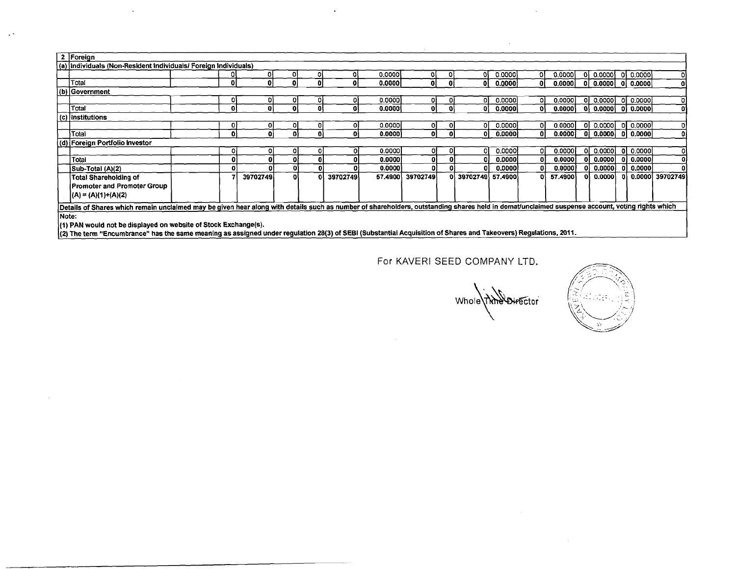| 2 | Foreign | | | | | | | | | | | | | | | | | | | |
|---|---|---|---|---|---|---|---|---|---|---|---|---|---|---|---|---|---|---|---|---|
| (a) | Individuals (Non-Resident Individuals/ Foreign Individuals) | | | | | | | | | | | | | | | | | | | |
| | | | 0 | 0 | 0 | 0 | 0 | 0.0000 | 0 | 0 | 0 | 0.0000 | 0 | 0.0000 | 0 | 0.0000 | 0 | 0.0000 | 0 |
| | Total | | 0 | 0 | 0 | 0 | 0 | 0.0000 | 0 | 0 | 0 | 0.0000 | 0 | 0.0000 | 0 | 0.0000 | 0 | 0.0000 | 0 |
| (b) | Government | | | | | | | | | | | | | | | | | | | |
| | | | 0 | 0 | 0 | 0 | 0 | 0.0000 | 0 | 0 | 0 | 0.0000 | 0 | 0.0000 | 0 | 0.0000 | 0 | 0.0000 | 0 |
| | Total | | 0 | 0 | 0 | 0 | 0 | 0.0000 | 0 | 0 | 0 | 0.0000 | 0 | 0.0000 | 0 | 0.0000 | 0 | 0.0000 | 0 |
| (c) | Institutions | | | | | | | | | | | | | | | | | | | |
| | | | 0 | 0 | 0 | 0 | 0 | 0.0000 | 0 | 0 | 0 | 0.0000 | 0 | 0.0000 | 0 | 0.0000 | 0 | 0.0000 | 0 |
| | Total | | 0 | 0 | 0 | 0 | 0 | 0.0000 | 0 | 0 | 0 | 0.0000 | 0 | 0.0000 | 0 | 0.0000 | 0 | 0.0000 | 0 |
| (d) | Foreign Portfolio Investor | | | | | | | | | | | | | | | | | | | |
| | | | 0 | 0 | 0 | 0 | 0 | 0.0000 | 0 | 0 | 0 | 0.0000 | 0 | 0.0000 | 0 | 0.0000 | 0 | 0.0000 | 0 |
| | Total | | 0 | 0 | 0 | 0 | 0 | 0.0000 | 0 | 0 | 0 | 0.0000 | 0 | 0.0000 | 0 | 0.0000 | 0 | 0.0000 | 0 |
| | Sub-Total (A)(2) | | 0 | 0 | 0 | 0 | 0 | 0.0000 | 0 | 0 | 0 | 0.0000 | 0 | 0.0000 | 0 | 0.0000 | 0 | 0.0000 | 0 |
| | Total Shareholding of Promoter and Promoter Group (A) = (A)(1)+(A)(2) | | 7 | 39702749 | 0 | 0 | 39702749 | 57.4900 | 39702749 | 0 | 39702749 | 57.4900 | 0 | 57.4900 | 0 | 0.0000 | 0 | 0.0000 | 39702749 |

Details of Shares which remain unclaimed may be given hear along with details such as number of shareholders, outstanding shares held in demat/unclaimed suspense account, voting rights which

Note:

(1) PAN would not be displayed on website of Stock Exchange(s).

(2) The term "Encumbrance" has the same meaning as assigned under regulation 28(3) of SEBI (Substantial Acquisition of Shares and Takeovers) Regulations, 2011.

For KAVERI SEED COMPANY LTD.

Whole Time Director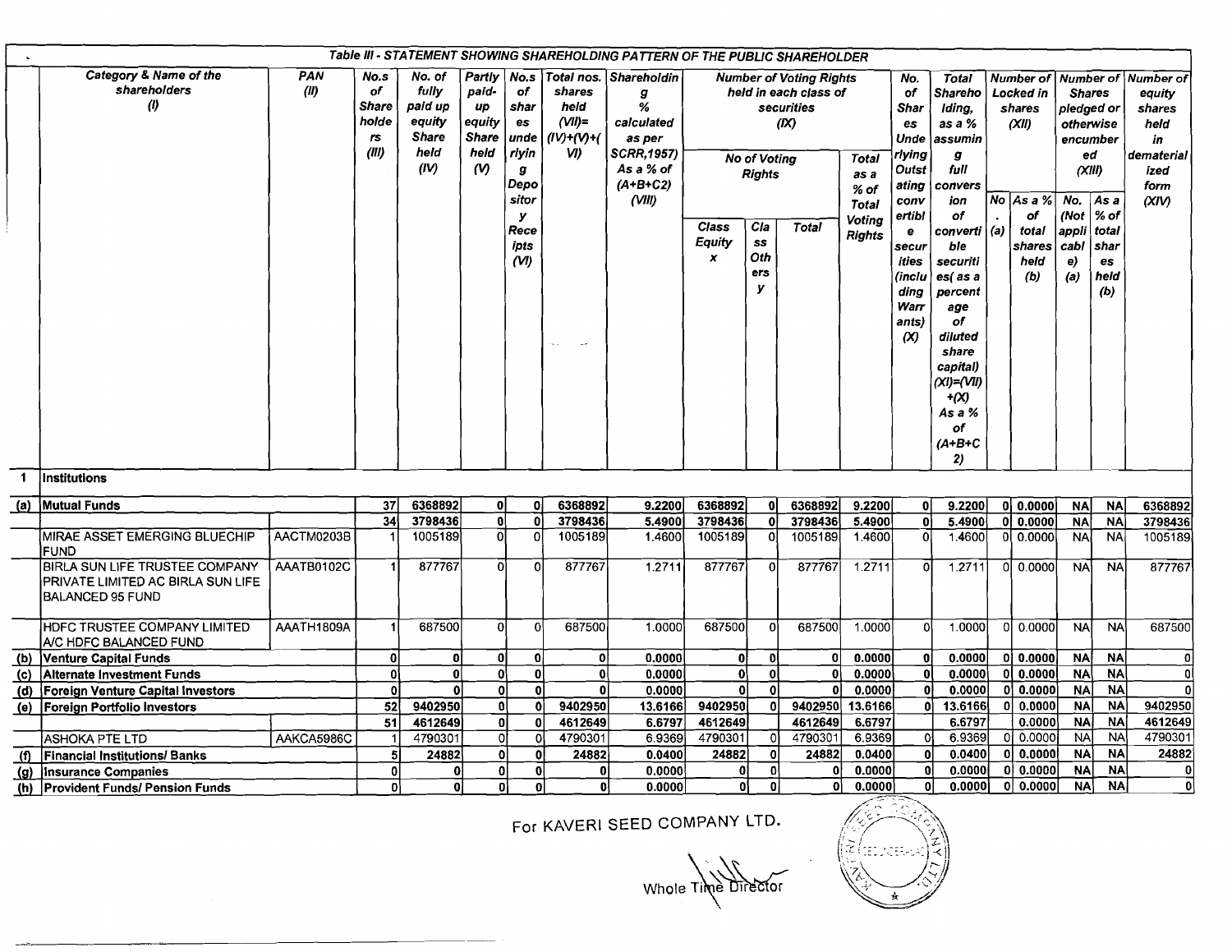Table III - STATEMENT SHOWING SHAREHOLDING PATTERN OF THE PUBLIC SHAREHOLDER

| | Category & Name of the shareholders (I) | PAN (II) | No.s of Shareholders (III) | No. of fully paid up equity Share held (IV) | Partly paid-up equity Share held (V) | No.s of shares underlying Depository Receipts (VI) | Total nos. shares held (VII)=(IV)+(V)+(VI) | Shareholding % calculated as per SCRR,1957) As a % of (A+B+C2) (VIII) | Number of Voting Rights held in each class of securities (IX) | | | | No. of Shares Underlying Outstating convertible securities (including Warrants) (X) | Total Shareholding, as a % assuming full conversion of convertible securities( as a percentage of diluted share capital) (XI)=(VII)+(X) As a % of (A+B+C2) | Number of Locked in shares (XII) | | Number of Shares pledged or otherwise encumbered (XIII) | | Number of equity shares held in dematerialized form (XIV) |
|---|---|---|---|---|---|---|---|---|---|---|---|---|---|---|---|---|---|---|---|
| | | | | | | | | | No of Voting Rights | | | Total as a % of Total Voting Rights | | | No. (a) | As a % of total shares held (b) | No. (Not applicable) (a) | As a % of total shares held (b) | |
| | | | | | | | | | Class Equity x | Class Others y | Total | | | | | | | | |
| 1 | Institutions | | | | | | | | | | | | | | | | | | |
| (a) | Mutual Funds | | 37 | 6368892 | 0 | 0 | 6368892 | 9.2200 | 6368892 | 0 | 6368892 | 9.2200 | 0 | 9.2200 | 0 | 0.0000 | NA | NA | 6368892 |
| | | | 34 | 3798436 | 0 | 0 | 3798436 | 5.4900 | 3798436 | 0 | 3798436 | 5.4900 | 0 | 5.4900 | 0 | 0.0000 | NA | NA | 3798436 |
| | MIRAE ASSET EMERGING BLUECHIP FUND | AACTM0203B | 1 | 1005189 | 0 | 0 | 1005189 | 1.4600 | 1005189 | 0 | 1005189 | 1.4600 | 0 | 1.4600 | 0 | 0.0000 | NA | NA | 1005189 |
| | BIRLA SUN LIFE TRUSTEE COMPANY PRIVATE LIMITED AC BIRLA SUN LIFE BALANCED 95 FUND | AAATB0102C | 1 | 877767 | 0 | 0 | 877767 | 1.2711 | 877767 | 0 | 877767 | 1.2711 | 0 | 1.2711 | 0 | 0.0000 | NA | NA | 877767 |
| | HDFC TRUSTEE COMPANY LIMITED A/C HDFC BALANCED FUND | AAATH1809A | 1 | 687500 | 0 | 0 | 687500 | 1.0000 | 687500 | 0 | 687500 | 1.0000 | 0 | 1.0000 | 0 | 0.0000 | NA | NA | 687500 |
| (b) | Venture Capital Funds | | 0 | 0 | 0 | 0 | 0 | 0.0000 | 0 | 0 | 0 | 0.0000 | 0 | 0.0000 | 0 | 0.0000 | NA | NA | 0 |
| (c) | Alternate Investment Funds | | 0 | 0 | 0 | 0 | 0 | 0.0000 | 0 | 0 | 0 | 0.0000 | 0 | 0.0000 | 0 | 0.0000 | NA | NA | 0 |
| (d) | Foreign Venture Capital Investors | | 0 | 0 | 0 | 0 | 0 | 0.0000 | 0 | 0 | 0 | 0.0000 | 0 | 0.0000 | 0 | 0.0000 | NA | NA | 0 |
| (e) | Foreign Portfolio Investors | | 52 | 9402950 | 0 | 0 | 9402950 | 13.6166 | 9402950 | 0 | 9402950 | 13.6166 | 0 | 13.6166 | 0 | 0.0000 | NA | NA | 9402950 |
| | | | 51 | 4612649 | 0 | 0 | 4612649 | 6.6797 | 4612649 | | 4612649 | 6.6797 | | 6.6797 | | 0.0000 | NA | NA | 4612649 |
| | ASHOKA PTE LTD | AAKCA5986C | 1 | 4790301 | 0 | 0 | 4790301 | 6.9369 | 4790301 | 0 | 4790301 | 6.9369 | 0 | 6.9369 | 0 | 0.0000 | NA | NA | 4790301 |
| (f) | Financial Institutions/ Banks | | 5 | 24882 | 0 | 0 | 24882 | 0.0400 | 24882 | 0 | 24882 | 0.0400 | 0 | 0.0400 | 0 | 0.0000 | NA | NA | 24882 |
| (g) | Insurance Companies | | 0 | 0 | 0 | 0 | 0 | 0.0000 | 0 | 0 | 0 | 0.0000 | 0 | 0.0000 | 0 | 0.0000 | NA | NA | 0 |
| (h) | Provident Funds/ Pension Funds | | 0 | 0 | 0 | 0 | 0 | 0.0000 | 0 | 0 | 0 | 0.0000 | 0 | 0.0000 | 0 | 0.0000 | NA | NA | 0 |

For KAVERI SEED COMPANY LTD.

Whole Time Director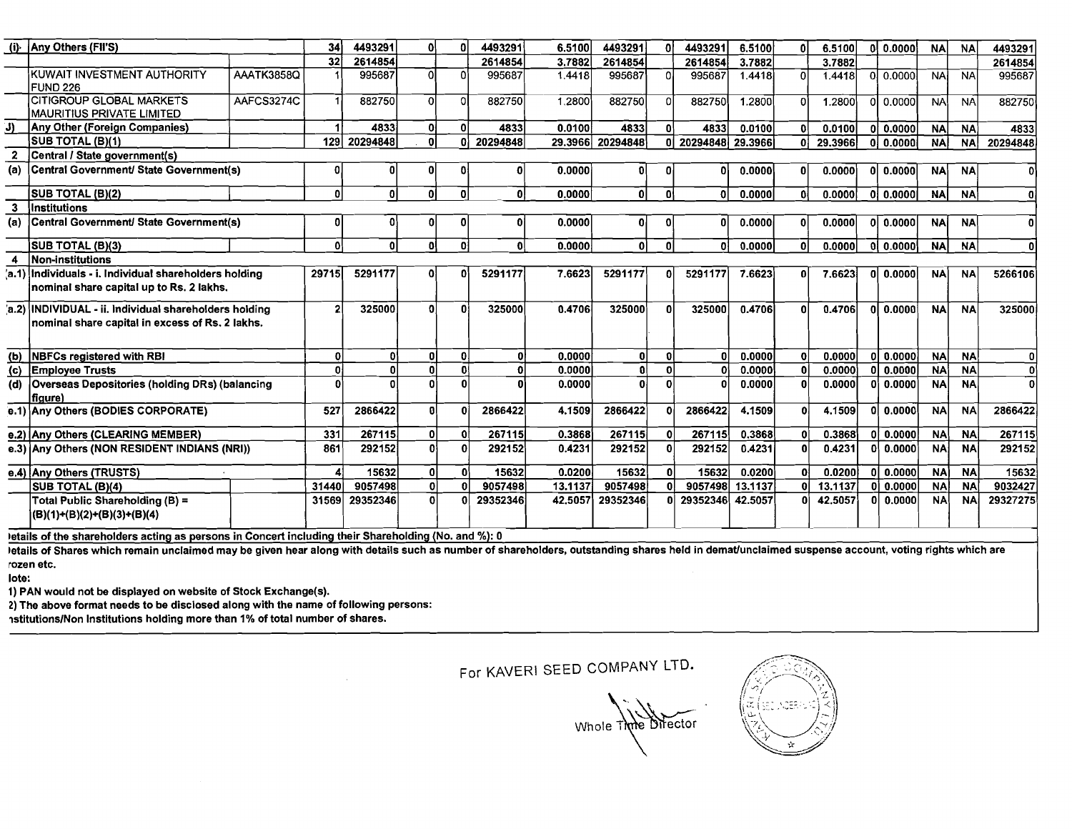| (i) | Any Others (FII'S) | | 34 | 4493291 | 0 | 0 | 4493291 | 6.5100 | 4493291 | 0 | 4493291 | 6.5100 | 0 | 6.5100 | 0 | 0.0000 | NA | NA | 4493291 |
|---|---|---|---|---|---|---|---|---|---|---|---|---|---|---|---|---|---|---|---|
| | | | 32 | 2614854 | | | 2614854 | 3.7882 | 2614854 | | 2614854 | 3.7882 | | 3.7882 | | | | | 2614854 |
| | KUWAIT INVESTMENT AUTHORITY FUND 226 | AAATK3858Q | 1 | 995687 | 0 | 0 | 995687 | 1.4418 | 995687 | 0 | 995687 | 1.4418 | 0 | 1.4418 | 0 | 0.0000 | NA | NA | 995687 |
| | CITIGROUP GLOBAL MARKETS MAURITIUS PRIVATE LIMITED | AAFCS3274C | 1 | 882750 | 0 | 0 | 882750 | 1.2800 | 882750 | 0 | 882750 | 1.2800 | 0 | 1.2800 | 0 | 0.0000 | NA | NA | 882750 |
| J) | Any Other (Foreign Companies) | | 1 | 4833 | 0 | 0 | 4833 | 0.0100 | 4833 | 0 | 4833 | 0.0100 | 0 | 0.0100 | 0 | 0.0000 | NA | NA | 4833 |
| | SUB TOTAL (B)(1) | | 129 | 20294848 | 0 | 0 | 20294848 | 29.3966 | 20294848 | 0 | 20294848 | 29.3966 | 0 | 29.3966 | 0 | 0.0000 | NA | NA | 20294848 |
| 2 | Central / State government(s) | | | | | | | | | | | | | | | | | | |
| (a) | Central Government/ State Government(s) | | 0 | 0 | 0 | 0 | 0 | 0.0000 | 0 | 0 | 0 | 0.0000 | 0 | 0.0000 | 0 | 0.0000 | NA | NA | 0 |
| | SUB TOTAL (B)(2) | | 0 | 0 | 0 | 0 | 0 | 0.0000 | 0 | 0 | 0 | 0.0000 | 0 | 0.0000 | 0 | 0.0000 | NA | NA | 0 |
| 3 | Institutions | | | | | | | | | | | | | | | | | | |
| (a) | Central Government/ State Government(s) | | 0 | 0 | 0 | 0 | 0 | 0.0000 | 0 | 0 | 0 | 0.0000 | 0 | 0.0000 | 0 | 0.0000 | NA | NA | 0 |
| | SUB TOTAL (B)(3) | | 0 | 0 | 0 | 0 | 0 | 0.0000 | 0 | 0 | 0 | 0.0000 | 0 | 0.0000 | 0 | 0.0000 | NA | NA | 0 |
| 4 | Non-institutions | | | | | | | | | | | | | | | | | | |
| (a.1) | Individuals - i. Individual shareholders holding nominal share capital up to Rs. 2 lakhs. | | 29715 | 5291177 | 0 | 0 | 5291177 | 7.6623 | 5291177 | 0 | 5291177 | 7.6623 | 0 | 7.6623 | 0 | 0.0000 | NA | NA | 5266106 |
| (a.2) | INDIVIDUAL - ii. Individual shareholders holding nominal share capital in excess of Rs. 2 lakhs. | | 2 | 325000 | 0 | 0 | 325000 | 0.4706 | 325000 | 0 | 325000 | 0.4706 | 0 | 0.4706 | 0 | 0.0000 | NA | NA | 325000 |
| (b) | NBFCs registered with RBI | | 0 | 0 | 0 | 0 | 0 | 0.0000 | 0 | 0 | 0 | 0.0000 | 0 | 0.0000 | 0 | 0.0000 | NA | NA | 0 |
| (c) | Employee Trusts | | 0 | 0 | 0 | 0 | 0 | 0.0000 | 0 | 0 | 0 | 0.0000 | 0 | 0.0000 | 0 | 0.0000 | NA | NA | 0 |
| (d) | Overseas Depositories (holding DRs) (balancing figure) | | 0 | 0 | 0 | 0 | 0 | 0.0000 | 0 | 0 | 0 | 0.0000 | 0 | 0.0000 | 0 | 0.0000 | NA | NA | 0 |
| e.1) | Any Others (BODIES CORPORATE) | | 527 | 2866422 | 0 | 0 | 2866422 | 4.1509 | 2866422 | 0 | 2866422 | 4.1509 | 0 | 4.1509 | 0 | 0.0000 | NA | NA | 2866422 |
| e.2) | Any Others (CLEARING MEMBER) | | 331 | 267115 | 0 | 0 | 267115 | 0.3868 | 267115 | 0 | 267115 | 0.3868 | 0 | 0.3868 | 0 | 0.0000 | NA | NA | 267115 |
| e.3) | Any Others (NON RESIDENT INDIANS (NRI)) | | 861 | 292152 | 0 | 0 | 292152 | 0.4231 | 292152 | 0 | 292152 | 0.4231 | 0 | 0.4231 | 0 | 0.0000 | NA | NA | 292152 |
| e.4) | Any Others (TRUSTS) | | 4 | 15632 | 0 | 0 | 15632 | 0.0200 | 15632 | 0 | 15632 | 0.0200 | 0 | 0.0200 | 0 | 0.0000 | NA | NA | 15632 |
| | SUB TOTAL (B)(4) | | 31440 | 9057498 | 0 | 0 | 9057498 | 13.1137 | 9057498 | 0 | 9057498 | 13.1137 | 0 | 13.1137 | 0 | 0.0000 | NA | NA | 9032427 |
| | Total Public Shareholding (B) = (B)(1)+(B)(2)+(B)(3)+(B)(4) | | 31569 | 29352346 | 0 | 0 | 29352346 | 42.5057 | 29352346 | 0 | 29352346 | 42.5057 | 0 | 42.5057 | 0 | 0.0000 | NA | NA | 29327275 |

Details of the shareholders acting as persons in Concert including their Shareholding (No. and %): 0

Details of Shares which remain unclaimed may be given hear along with details such as number of shareholders, outstanding shares held in demat/unclaimed suspense account, voting rights which are frozen etc.

Note:

1) PAN would not be displayed on website of Stock Exchange(s).

2) The above format needs to be disclosed along with the name of following persons:

Institutions/Non Institutions holding more than 1% of total number of shares.

For KAVERI SEED COMPANY LTD.

Whole Time Director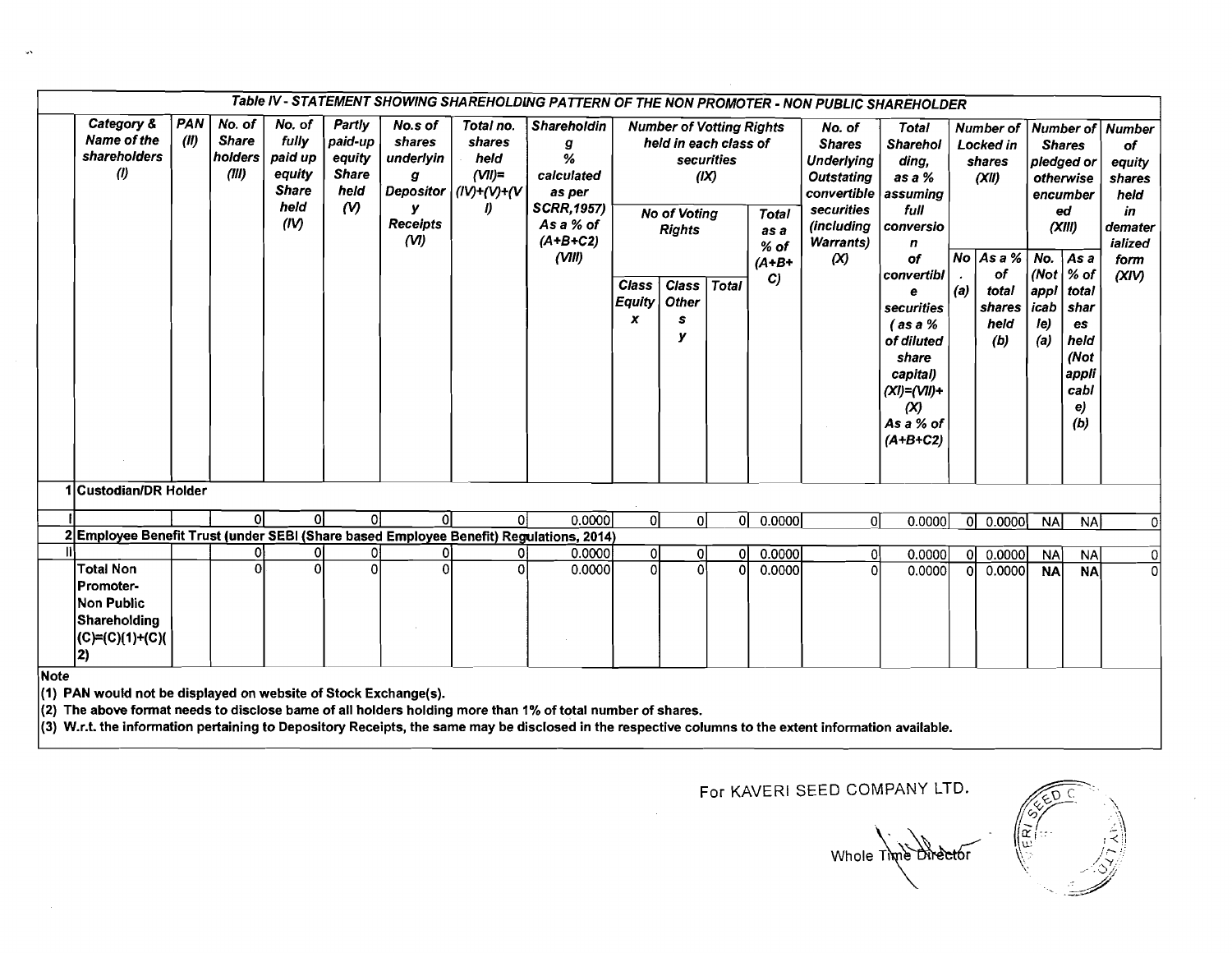## Table IV - STATEMENT SHOWING SHAREHOLDING PATTERN OF THE NON PROMOTER - NON PUBLIC SHAREHOLDER

| | Category & Name of the shareholders (I) | PAN (II) | No. of Share holders (III) | No. of fully paid up equity Share held (IV) | Partly paid-up equity Share held (V) | No.s of shares underlying Depository Receipts (VI) | Total no. shares held (VII)= (IV)+(V)+(VI) | Shareholding % calculated as per SCRR,1957) As a % of (A+B+C2) (VIII) | Number of Votting Rights held in each class of securities (IX) | | | | No. of Shares Underlying Outstating convertible securities (including Warrants) (X) | Total Shareholding, as a % assuming full conversion of convertible securities (as a % of diluted share capital) (XI)=(VII)+(X) As a % of (A+B+C2) | Number of Locked in shares (XII) | | Number of Shares pledged or otherwise encumbered (XIII) | | Number of equity shares held in dematerialized form (XIV) |
|---|---|---|---|---|---|---|---|---|---|---|---|---|---|---|---|---|---|---|---|
| | | | | | | | | | No of Voting Rights | | | Total as a % of (A+B+C) | | | No. (a) | As a % of total shares held (b) | No. (Not applicable) (a) | As a % of total shares held (Not applicable) (b) | |
| | | | | | | | | | Class Equity x | Class Others y | Total | | | | | | | | |
| 1 | Custodian/DR Holder | | | | | | | | | | | | | | | | | | |
| I | | | 0 | 0 | 0 | 0 | 0 | 0.0000 | 0 | 0 | 0 | 0.0000 | 0 | 0.0000 | 0 | 0.0000 | NA | NA | 0 |
| 2 | Employee Benefit Trust (under SEBI (Share based Employee Benefit) Regulations, 2014) | | | | | | | | | | | | | | | | | | |
| II | | | 0 | 0 | 0 | 0 | 0 | 0.0000 | 0 | 0 | 0 | 0.0000 | 0 | 0.0000 | 0 | 0.0000 | NA | NA | 0 |
| | **Total Non Promoter- Non Public Shareholding (C)=(C)(1)+(C)(2)** | | 0 | 0 | 0 | 0 | 0 | 0.0000 | 0 | 0 | 0 | 0.0000 | 0 | 0.0000 | 0 | 0.0000 | **NA** | **NA** | 0 |

**Note**

**(1) PAN would not be displayed on website of Stock Exchange(s).**

**(2) The above format needs to disclose bame of all holders holding more than 1% of total number of shares.**

**(3) W.r.t. the information pertaining to Depository Receipts, the same may be disclosed in the respective columns to the extent information available.**

For KAVERI SEED COMPANY LTD.

Whole Time Director